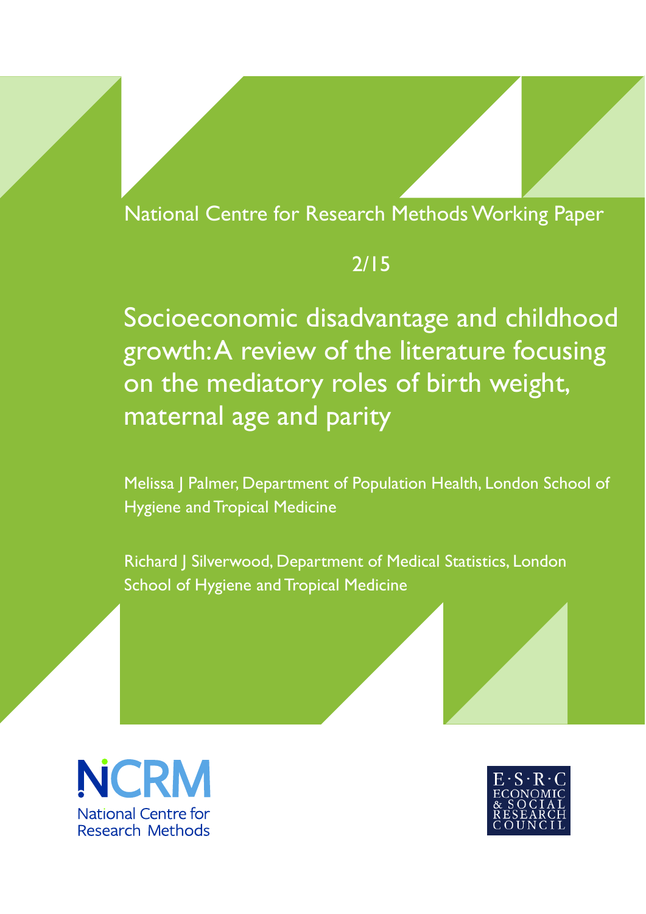National Centre for Research Methods Working Paper

2/15

# Socioeconomic disadvantage and childhood growth: A review of the literature focusing on the mediatory roles of birth weight, maternal age and parity

Melissa J Palmer, Department of Population Health, London School of Hygiene and Tropical Medicine

Richard J Silverwood, Department of Medical Statistics, London School of Hygiene and Tropical Medicine

NCRM National Centre for Research Methods

E·S·R·C ECONOMIC & SOCIAL RESEARCH COUNCIL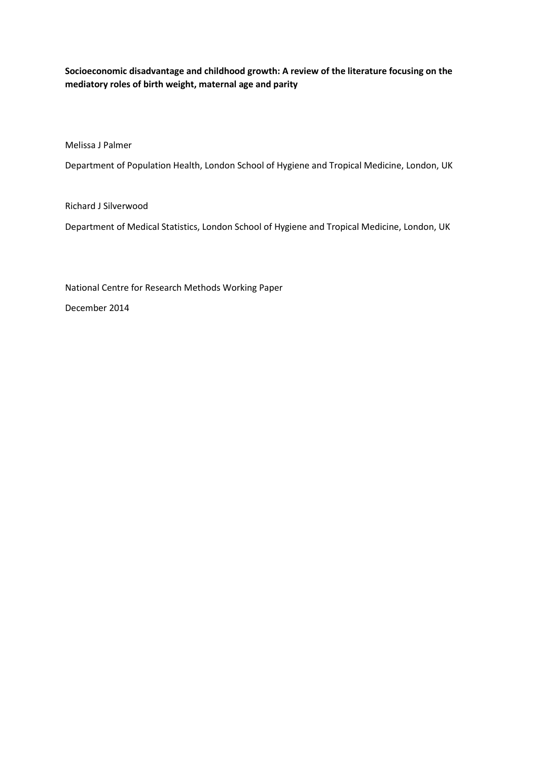**Socioeconomic disadvantage and childhood growth: A review of the literature focusing on the mediatory roles of birth weight, maternal age and parity**

Melissa J Palmer

Department of Population Health, London School of Hygiene and Tropical Medicine, London, UK

Richard J Silverwood

Department of Medical Statistics, London School of Hygiene and Tropical Medicine, London, UK

National Centre for Research Methods Working Paper

December 2014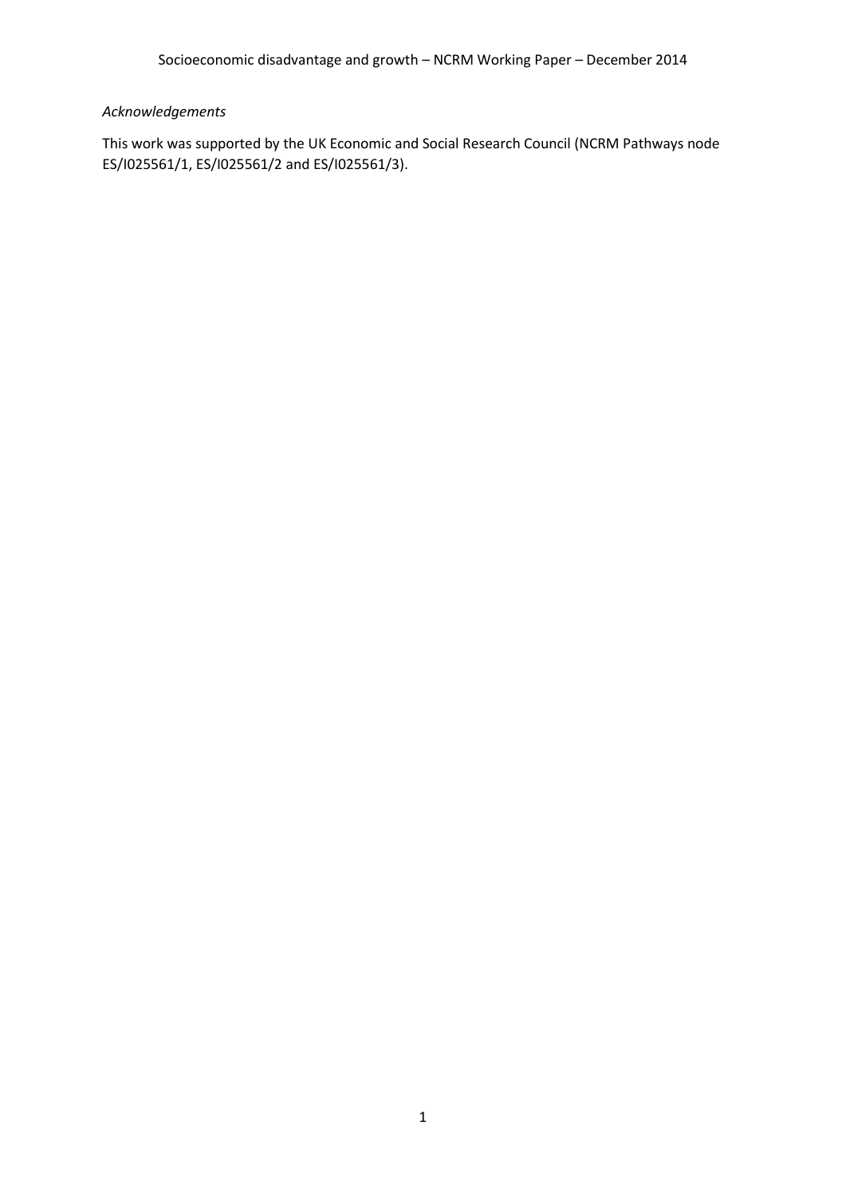*Acknowledgements*

This work was supported by the UK Economic and Social Research Council (NCRM Pathways node ES/I025561/1, ES/I025561/2 and ES/I025561/3).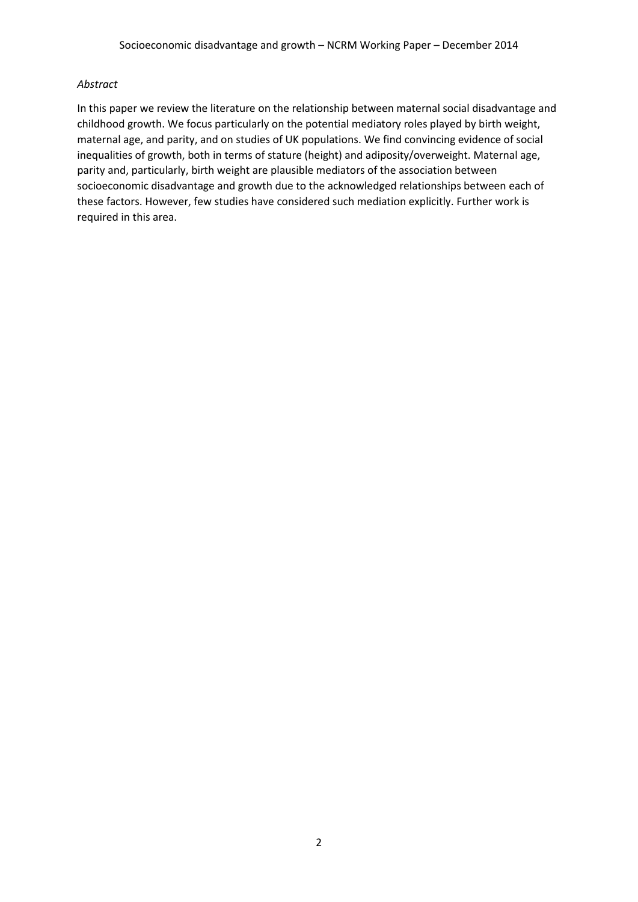*Abstract*

In this paper we review the literature on the relationship between maternal social disadvantage and childhood growth. We focus particularly on the potential mediatory roles played by birth weight, maternal age, and parity, and on studies of UK populations. We find convincing evidence of social inequalities of growth, both in terms of stature (height) and adiposity/overweight. Maternal age, parity and, particularly, birth weight are plausible mediators of the association between socioeconomic disadvantage and growth due to the acknowledged relationships between each of these factors. However, few studies have considered such mediation explicitly. Further work is required in this area.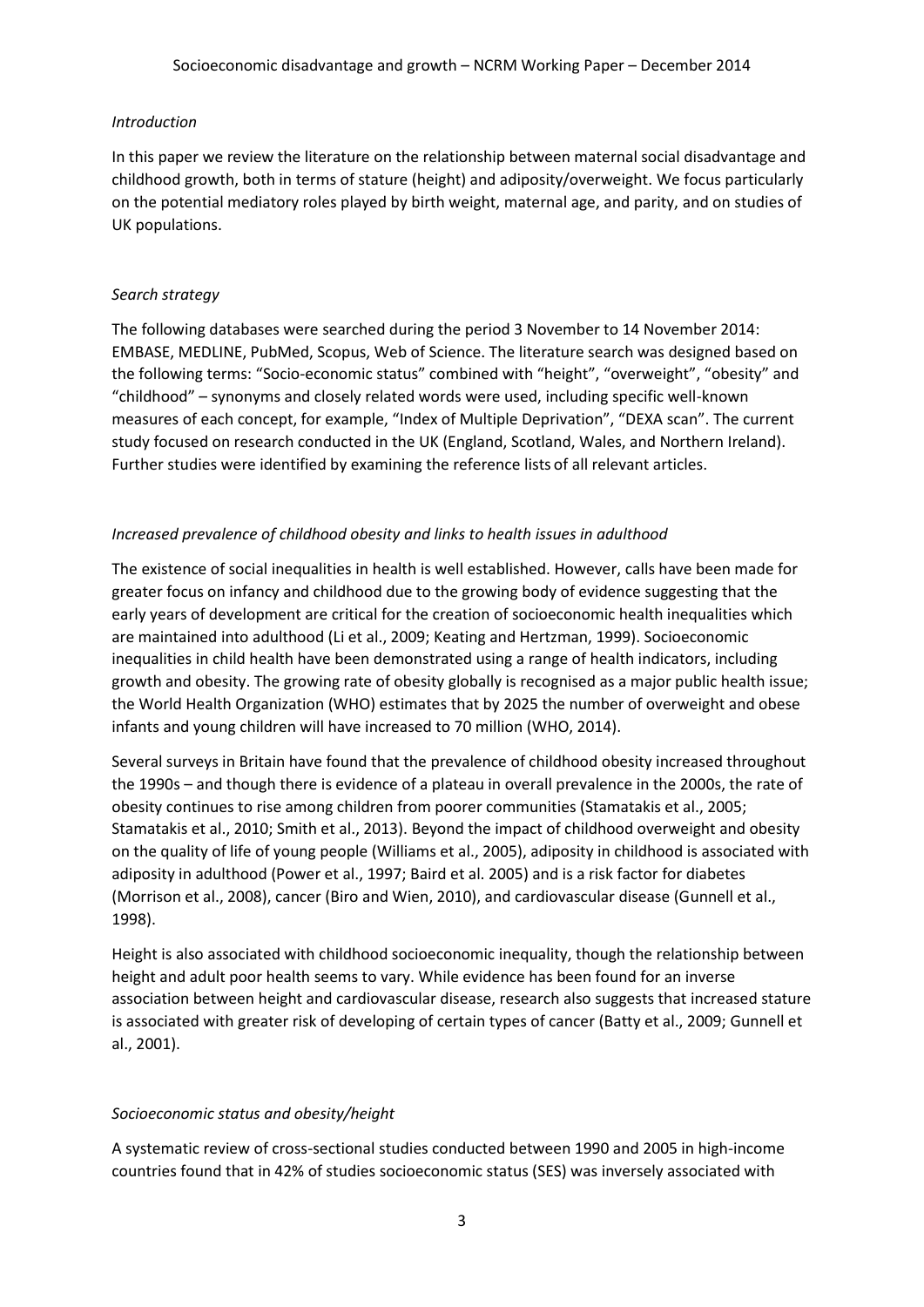*Introduction*

In this paper we review the literature on the relationship between maternal social disadvantage and childhood growth, both in terms of stature (height) and adiposity/overweight. We focus particularly on the potential mediatory roles played by birth weight, maternal age, and parity, and on studies of UK populations.

*Search strategy*

The following databases were searched during the period 3 November to 14 November 2014: EMBASE, MEDLINE, PubMed, Scopus, Web of Science. The literature search was designed based on the following terms: "Socio-economic status" combined with "height", "overweight", "obesity" and "childhood" – synonyms and closely related words were used, including specific well-known measures of each concept, for example, "Index of Multiple Deprivation", "DEXA scan". The current study focused on research conducted in the UK (England, Scotland, Wales, and Northern Ireland). Further studies were identified by examining the reference lists of all relevant articles.

*Increased prevalence of childhood obesity and links to health issues in adulthood*

The existence of social inequalities in health is well established. However, calls have been made for greater focus on infancy and childhood due to the growing body of evidence suggesting that the early years of development are critical for the creation of socioeconomic health inequalities which are maintained into adulthood (Li et al., 2009; Keating and Hertzman, 1999). Socioeconomic inequalities in child health have been demonstrated using a range of health indicators, including growth and obesity. The growing rate of obesity globally is recognised as a major public health issue; the World Health Organization (WHO) estimates that by 2025 the number of overweight and obese infants and young children will have increased to 70 million (WHO, 2014).

Several surveys in Britain have found that the prevalence of childhood obesity increased throughout the 1990s – and though there is evidence of a plateau in overall prevalence in the 2000s, the rate of obesity continues to rise among children from poorer communities (Stamatakis et al., 2005; Stamatakis et al., 2010; Smith et al., 2013). Beyond the impact of childhood overweight and obesity on the quality of life of young people (Williams et al., 2005), adiposity in childhood is associated with adiposity in adulthood (Power et al., 1997; Baird et al. 2005) and is a risk factor for diabetes (Morrison et al., 2008), cancer (Biro and Wien, 2010), and cardiovascular disease (Gunnell et al., 1998).

Height is also associated with childhood socioeconomic inequality, though the relationship between height and adult poor health seems to vary. While evidence has been found for an inverse association between height and cardiovascular disease, research also suggests that increased stature is associated with greater risk of developing of certain types of cancer (Batty et al., 2009; Gunnell et al., 2001).

*Socioeconomic status and obesity/height*

A systematic review of cross-sectional studies conducted between 1990 and 2005 in high-income countries found that in 42% of studies socioeconomic status (SES) was inversely associated with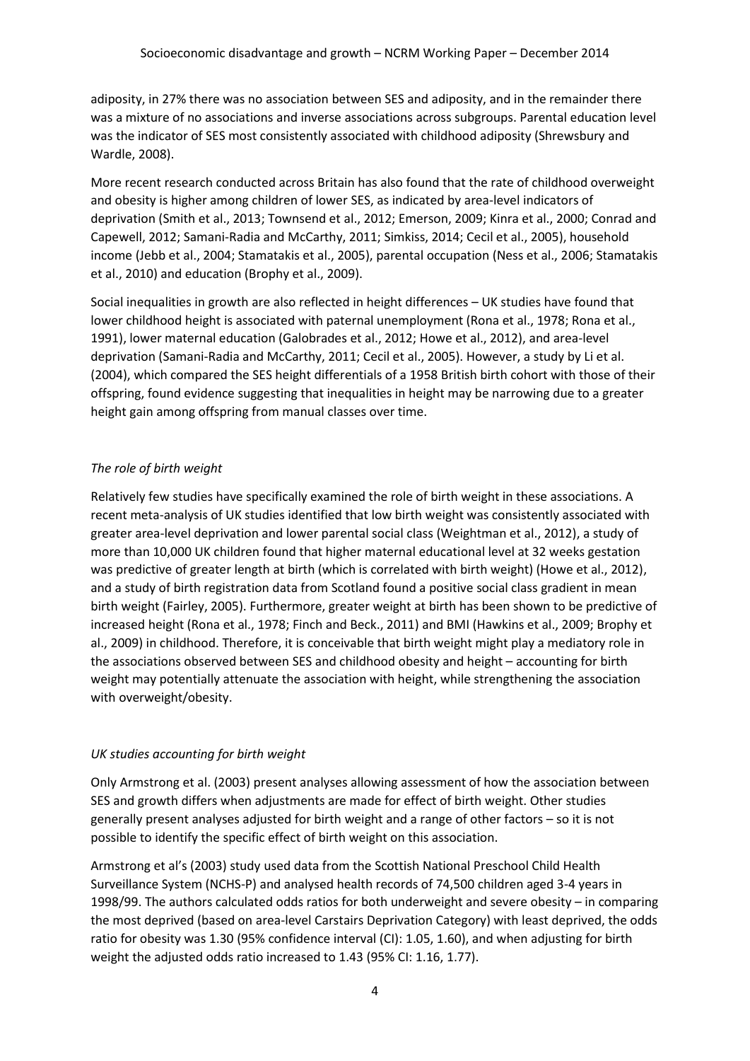adiposity, in 27% there was no association between SES and adiposity, and in the remainder there was a mixture of no associations and inverse associations across subgroups. Parental education level was the indicator of SES most consistently associated with childhood adiposity (Shrewsbury and Wardle, 2008).

More recent research conducted across Britain has also found that the rate of childhood overweight and obesity is higher among children of lower SES, as indicated by area-level indicators of deprivation (Smith et al., 2013; Townsend et al., 2012; Emerson, 2009; Kinra et al., 2000; Conrad and Capewell, 2012; Samani-Radia and McCarthy, 2011; Simkiss, 2014; Cecil et al., 2005), household income (Jebb et al., 2004; Stamatakis et al., 2005), parental occupation (Ness et al., 2006; Stamatakis et al., 2010) and education (Brophy et al., 2009).

Social inequalities in growth are also reflected in height differences – UK studies have found that lower childhood height is associated with paternal unemployment (Rona et al., 1978; Rona et al., 1991), lower maternal education (Galobrades et al., 2012; Howe et al., 2012), and area-level deprivation (Samani-Radia and McCarthy, 2011; Cecil et al., 2005). However, a study by Li et al. (2004), which compared the SES height differentials of a 1958 British birth cohort with those of their offspring, found evidence suggesting that inequalities in height may be narrowing due to a greater height gain among offspring from manual classes over time.

*The role of birth weight*

Relatively few studies have specifically examined the role of birth weight in these associations. A recent meta-analysis of UK studies identified that low birth weight was consistently associated with greater area-level deprivation and lower parental social class (Weightman et al., 2012), a study of more than 10,000 UK children found that higher maternal educational level at 32 weeks gestation was predictive of greater length at birth (which is correlated with birth weight) (Howe et al., 2012), and a study of birth registration data from Scotland found a positive social class gradient in mean birth weight (Fairley, 2005). Furthermore, greater weight at birth has been shown to be predictive of increased height (Rona et al., 1978; Finch and Beck., 2011) and BMI (Hawkins et al., 2009; Brophy et al., 2009) in childhood. Therefore, it is conceivable that birth weight might play a mediatory role in the associations observed between SES and childhood obesity and height – accounting for birth weight may potentially attenuate the association with height, while strengthening the association with overweight/obesity.

*UK studies accounting for birth weight*

Only Armstrong et al. (2003) present analyses allowing assessment of how the association between SES and growth differs when adjustments are made for effect of birth weight. Other studies generally present analyses adjusted for birth weight and a range of other factors – so it is not possible to identify the specific effect of birth weight on this association.

Armstrong et al's (2003) study used data from the Scottish National Preschool Child Health Surveillance System (NCHS-P) and analysed health records of 74,500 children aged 3-4 years in 1998/99. The authors calculated odds ratios for both underweight and severe obesity – in comparing the most deprived (based on area-level Carstairs Deprivation Category) with least deprived, the odds ratio for obesity was 1.30 (95% confidence interval (CI): 1.05, 1.60), and when adjusting for birth weight the adjusted odds ratio increased to 1.43 (95% CI: 1.16, 1.77).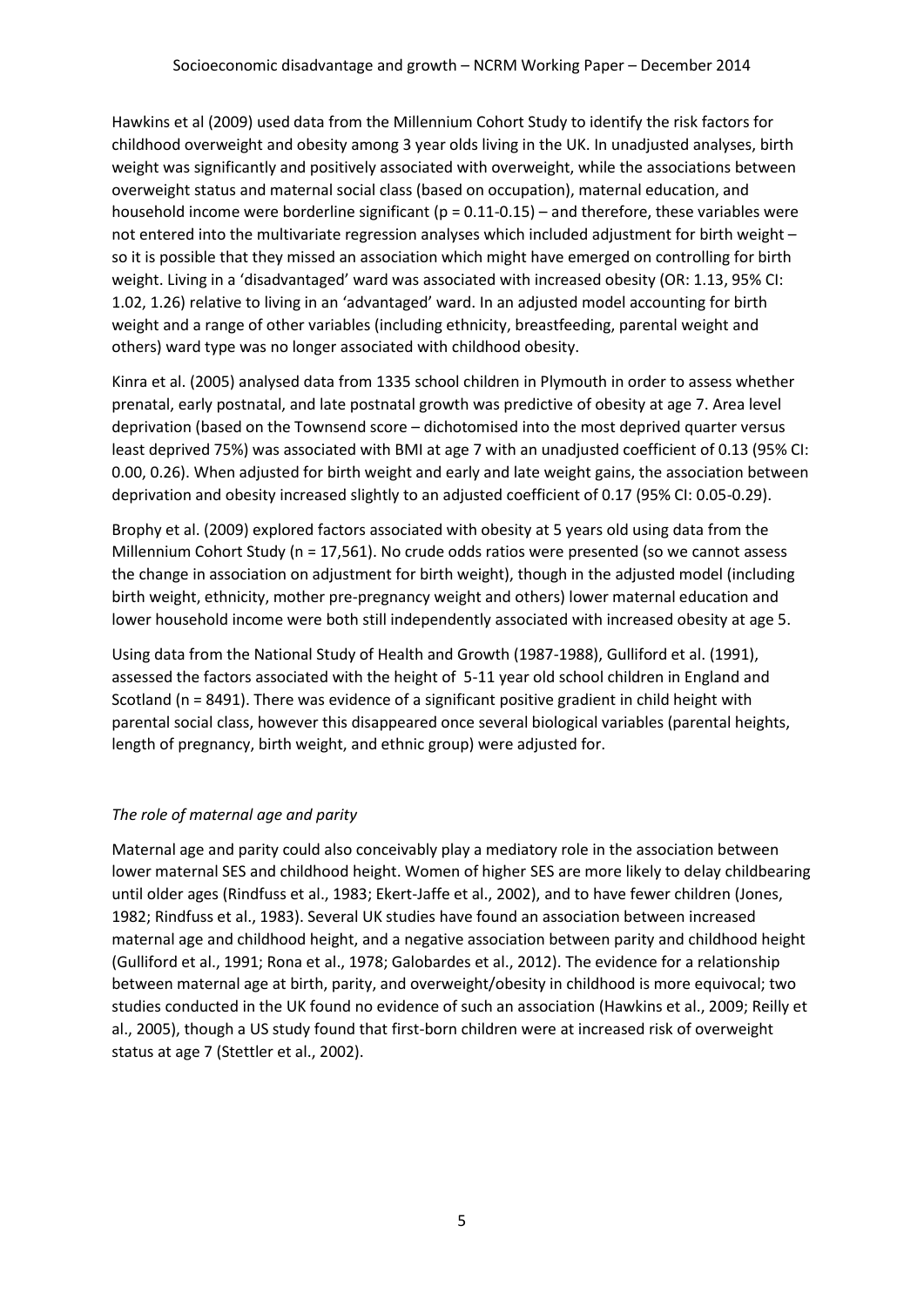Hawkins et al (2009) used data from the Millennium Cohort Study to identify the risk factors for childhood overweight and obesity among 3 year olds living in the UK. In unadjusted analyses, birth weight was significantly and positively associated with overweight, while the associations between overweight status and maternal social class (based on occupation), maternal education, and household income were borderline significant ($p = 0.11$-$0.15$) – and therefore, these variables were not entered into the multivariate regression analyses which included adjustment for birth weight – so it is possible that they missed an association which might have emerged on controlling for birth weight. Living in a 'disadvantaged' ward was associated with increased obesity (OR: 1.13, 95% CI: 1.02, 1.26) relative to living in an 'advantaged' ward. In an adjusted model accounting for birth weight and a range of other variables (including ethnicity, breastfeeding, parental weight and others) ward type was no longer associated with childhood obesity.

Kinra et al. (2005) analysed data from 1335 school children in Plymouth in order to assess whether prenatal, early postnatal, and late postnatal growth was predictive of obesity at age 7. Area level deprivation (based on the Townsend score – dichotomised into the most deprived quarter versus least deprived 75%) was associated with BMI at age 7 with an unadjusted coefficient of 0.13 (95% CI: 0.00, 0.26). When adjusted for birth weight and early and late weight gains, the association between deprivation and obesity increased slightly to an adjusted coefficient of 0.17 (95% CI: 0.05-0.29).

Brophy et al. (2009) explored factors associated with obesity at 5 years old using data from the Millennium Cohort Study (n = 17,561). No crude odds ratios were presented (so we cannot assess the change in association on adjustment for birth weight), though in the adjusted model (including birth weight, ethnicity, mother pre-pregnancy weight and others) lower maternal education and lower household income were both still independently associated with increased obesity at age 5.

Using data from the National Study of Health and Growth (1987-1988), Gulliford et al. (1991), assessed the factors associated with the height of 5-11 year old school children in England and Scotland (n = 8491). There was evidence of a significant positive gradient in child height with parental social class, however this disappeared once several biological variables (parental heights, length of pregnancy, birth weight, and ethnic group) were adjusted for.

*The role of maternal age and parity*

Maternal age and parity could also conceivably play a mediatory role in the association between lower maternal SES and childhood height. Women of higher SES are more likely to delay childbearing until older ages (Rindfuss et al., 1983; Ekert-Jaffe et al., 2002), and to have fewer children (Jones, 1982; Rindfuss et al., 1983). Several UK studies have found an association between increased maternal age and childhood height, and a negative association between parity and childhood height (Gulliford et al., 1991; Rona et al., 1978; Galobardes et al., 2012). The evidence for a relationship between maternal age at birth, parity, and overweight/obesity in childhood is more equivocal; two studies conducted in the UK found no evidence of such an association (Hawkins et al., 2009; Reilly et al., 2005), though a US study found that first-born children were at increased risk of overweight status at age 7 (Stettler et al., 2002).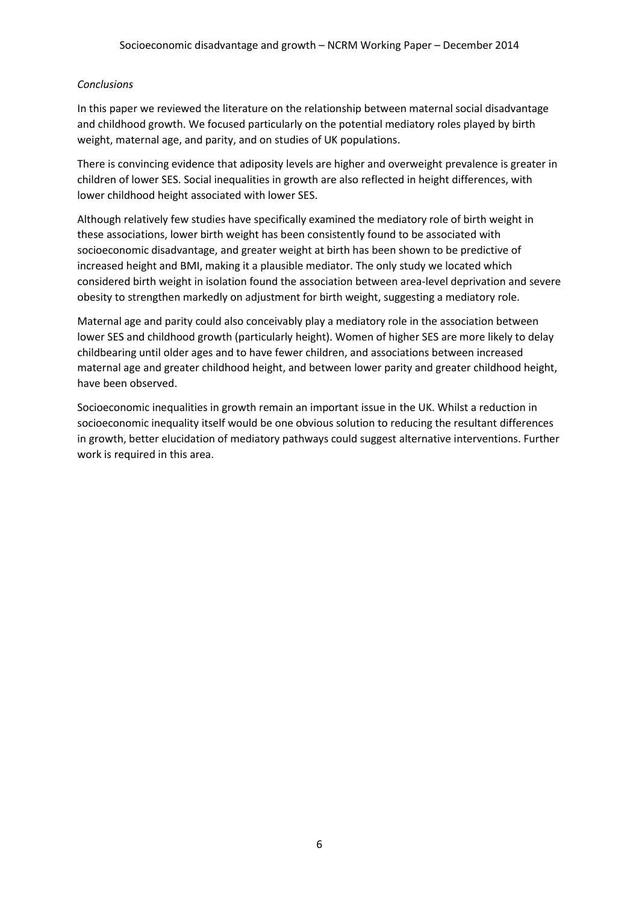*Conclusions*

In this paper we reviewed the literature on the relationship between maternal social disadvantage and childhood growth. We focused particularly on the potential mediatory roles played by birth weight, maternal age, and parity, and on studies of UK populations.

There is convincing evidence that adiposity levels are higher and overweight prevalence is greater in children of lower SES. Social inequalities in growth are also reflected in height differences, with lower childhood height associated with lower SES.

Although relatively few studies have specifically examined the mediatory role of birth weight in these associations, lower birth weight has been consistently found to be associated with socioeconomic disadvantage, and greater weight at birth has been shown to be predictive of increased height and BMI, making it a plausible mediator. The only study we located which considered birth weight in isolation found the association between area-level deprivation and severe obesity to strengthen markedly on adjustment for birth weight, suggesting a mediatory role.

Maternal age and parity could also conceivably play a mediatory role in the association between lower SES and childhood growth (particularly height). Women of higher SES are more likely to delay childbearing until older ages and to have fewer children, and associations between increased maternal age and greater childhood height, and between lower parity and greater childhood height, have been observed.

Socioeconomic inequalities in growth remain an important issue in the UK. Whilst a reduction in socioeconomic inequality itself would be one obvious solution to reducing the resultant differences in growth, better elucidation of mediatory pathways could suggest alternative interventions. Further work is required in this area.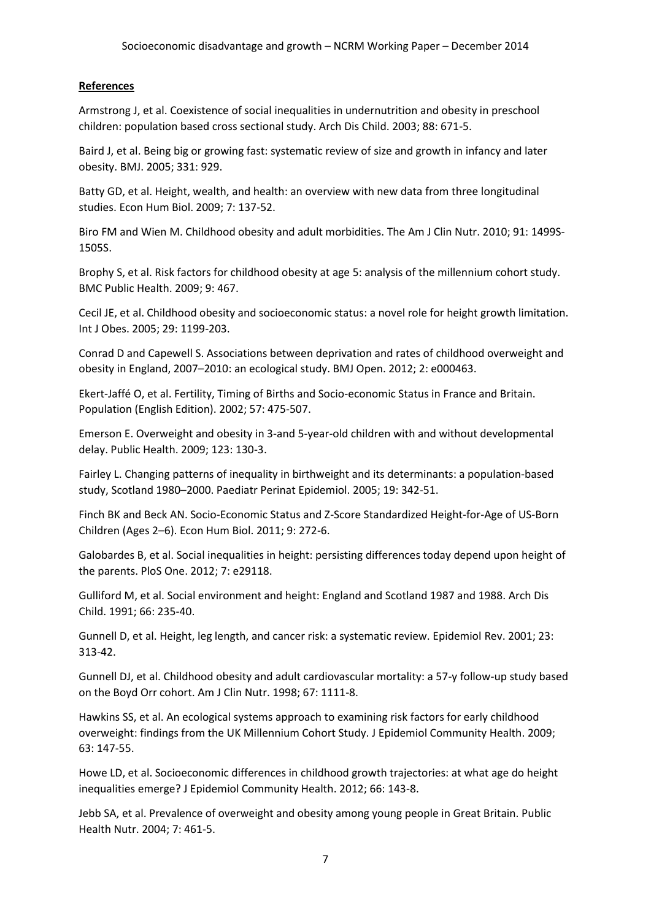**References**

Armstrong J, et al. Coexistence of social inequalities in undernutrition and obesity in preschool children: population based cross sectional study. Arch Dis Child. 2003; 88: 671-5.

Baird J, et al. Being big or growing fast: systematic review of size and growth in infancy and later obesity. BMJ. 2005; 331: 929.

Batty GD, et al. Height, wealth, and health: an overview with new data from three longitudinal studies. Econ Hum Biol. 2009; 7: 137-52.

Biro FM and Wien M. Childhood obesity and adult morbidities. The Am J Clin Nutr. 2010; 91: 1499S-1505S.

Brophy S, et al. Risk factors for childhood obesity at age 5: analysis of the millennium cohort study. BMC Public Health. 2009; 9: 467.

Cecil JE, et al. Childhood obesity and socioeconomic status: a novel role for height growth limitation. Int J Obes. 2005; 29: 1199-203.

Conrad D and Capewell S. Associations between deprivation and rates of childhood overweight and obesity in England, 2007–2010: an ecological study. BMJ Open. 2012; 2: e000463.

Ekert-Jaffé O, et al. Fertility, Timing of Births and Socio-economic Status in France and Britain. Population (English Edition). 2002; 57: 475-507.

Emerson E. Overweight and obesity in 3-and 5-year-old children with and without developmental delay. Public Health. 2009; 123: 130-3.

Fairley L. Changing patterns of inequality in birthweight and its determinants: a population-based study, Scotland 1980–2000. Paediatr Perinat Epidemiol. 2005; 19: 342-51.

Finch BK and Beck AN. Socio-Economic Status and Z-Score Standardized Height-for-Age of US-Born Children (Ages 2–6). Econ Hum Biol. 2011; 9: 272-6.

Galobardes B, et al. Social inequalities in height: persisting differences today depend upon height of the parents. PloS One. 2012; 7: e29118.

Gulliford M, et al. Social environment and height: England and Scotland 1987 and 1988. Arch Dis Child. 1991; 66: 235-40.

Gunnell D, et al. Height, leg length, and cancer risk: a systematic review. Epidemiol Rev. 2001; 23: 313-42.

Gunnell DJ, et al. Childhood obesity and adult cardiovascular mortality: a 57-y follow-up study based on the Boyd Orr cohort. Am J Clin Nutr. 1998; 67: 1111-8.

Hawkins SS, et al. An ecological systems approach to examining risk factors for early childhood overweight: findings from the UK Millennium Cohort Study. J Epidemiol Community Health. 2009; 63: 147-55.

Howe LD, et al. Socioeconomic differences in childhood growth trajectories: at what age do height inequalities emerge? J Epidemiol Community Health. 2012; 66: 143-8.

Jebb SA, et al. Prevalence of overweight and obesity among young people in Great Britain. Public Health Nutr. 2004; 7: 461-5.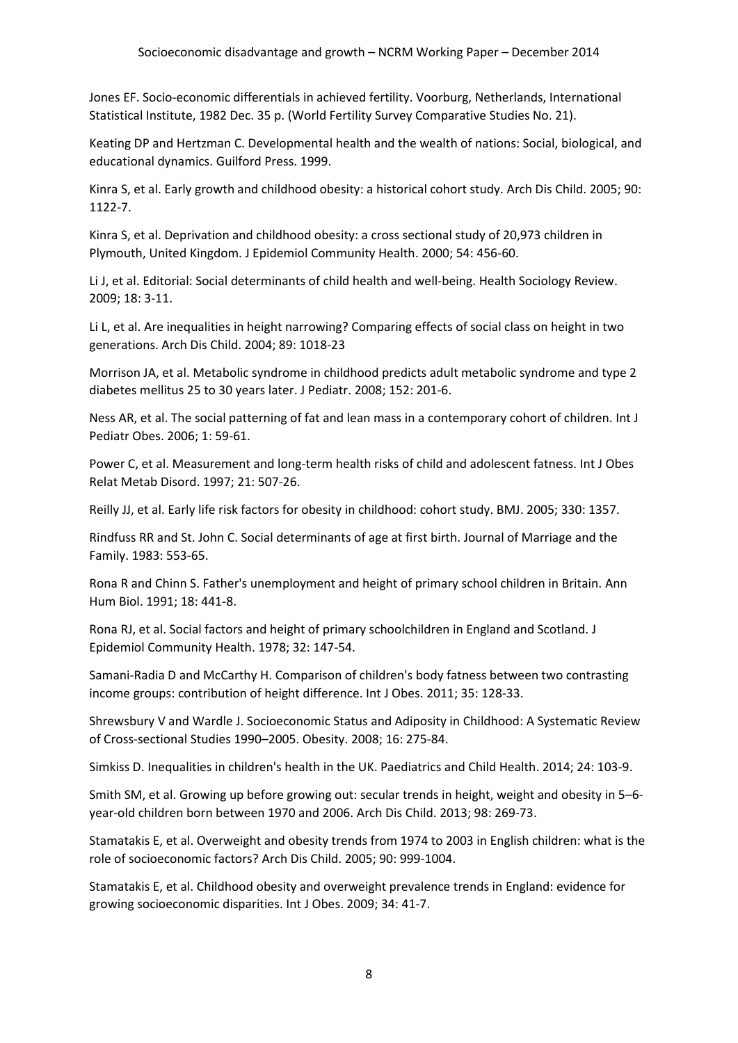Jones EF. Socio-economic differentials in achieved fertility. Voorburg, Netherlands, International Statistical Institute, 1982 Dec. 35 p. (World Fertility Survey Comparative Studies No. 21).

Keating DP and Hertzman C. Developmental health and the wealth of nations: Social, biological, and educational dynamics. Guilford Press. 1999.

Kinra S, et al. Early growth and childhood obesity: a historical cohort study. Arch Dis Child. 2005; 90: 1122-7.

Kinra S, et al. Deprivation and childhood obesity: a cross sectional study of 20,973 children in Plymouth, United Kingdom. J Epidemiol Community Health. 2000; 54: 456-60.

Li J, et al. Editorial: Social determinants of child health and well-being. Health Sociology Review. 2009; 18: 3-11.

Li L, et al. Are inequalities in height narrowing? Comparing effects of social class on height in two generations. Arch Dis Child. 2004; 89: 1018-23

Morrison JA, et al. Metabolic syndrome in childhood predicts adult metabolic syndrome and type 2 diabetes mellitus 25 to 30 years later. J Pediatr. 2008; 152: 201-6.

Ness AR, et al. The social patterning of fat and lean mass in a contemporary cohort of children. Int J Pediatr Obes. 2006; 1: 59-61.

Power C, et al. Measurement and long-term health risks of child and adolescent fatness. Int J Obes Relat Metab Disord. 1997; 21: 507-26.

Reilly JJ, et al. Early life risk factors for obesity in childhood: cohort study. BMJ. 2005; 330: 1357.

Rindfuss RR and St. John C. Social determinants of age at first birth. Journal of Marriage and the Family. 1983: 553-65.

Rona R and Chinn S. Father's unemployment and height of primary school children in Britain. Ann Hum Biol. 1991; 18: 441-8.

Rona RJ, et al. Social factors and height of primary schoolchildren in England and Scotland. J Epidemiol Community Health. 1978; 32: 147-54.

Samani-Radia D and McCarthy H. Comparison of children's body fatness between two contrasting income groups: contribution of height difference. Int J Obes. 2011; 35: 128-33.

Shrewsbury V and Wardle J. Socioeconomic Status and Adiposity in Childhood: A Systematic Review of Cross-sectional Studies 1990–2005. Obesity. 2008; 16: 275-84.

Simkiss D. Inequalities in children's health in the UK. Paediatrics and Child Health. 2014; 24: 103-9.

Smith SM, et al. Growing up before growing out: secular trends in height, weight and obesity in 5–6-year-old children born between 1970 and 2006. Arch Dis Child. 2013; 98: 269-73.

Stamatakis E, et al. Overweight and obesity trends from 1974 to 2003 in English children: what is the role of socioeconomic factors? Arch Dis Child. 2005; 90: 999-1004.

Stamatakis E, et al. Childhood obesity and overweight prevalence trends in England: evidence for growing socioeconomic disparities. Int J Obes. 2009; 34: 41-7.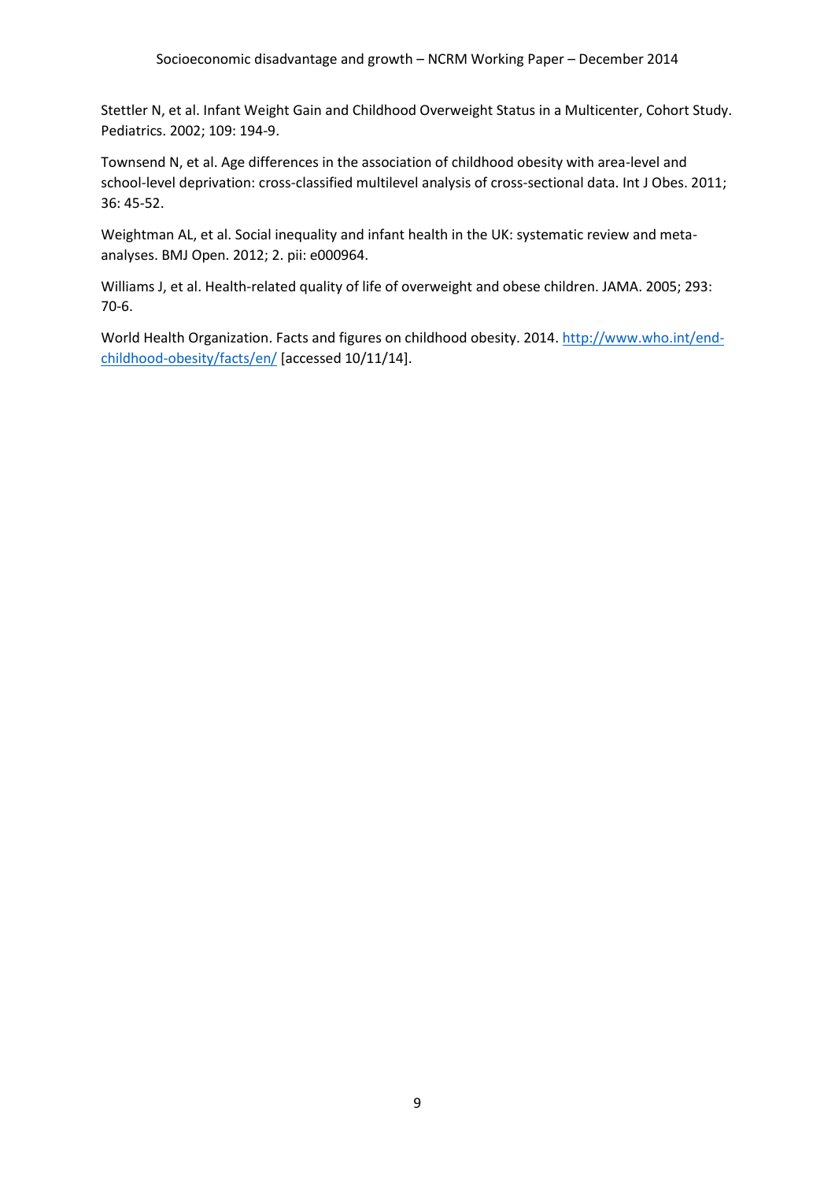Stettler N, et al. Infant Weight Gain and Childhood Overweight Status in a Multicenter, Cohort Study. Pediatrics. 2002; 109: 194-9.

Townsend N, et al. Age differences in the association of childhood obesity with area-level and school-level deprivation: cross-classified multilevel analysis of cross-sectional data. Int J Obes. 2011; 36: 45-52.

Weightman AL, et al. Social inequality and infant health in the UK: systematic review and meta-analyses. BMJ Open. 2012; 2. pii: e000964.

Williams J, et al. Health-related quality of life of overweight and obese children. JAMA. 2005; 293: 70-6.

World Health Organization. Facts and figures on childhood obesity. 2014. http://www.who.int/end-childhood-obesity/facts/en/ [accessed 10/11/14].